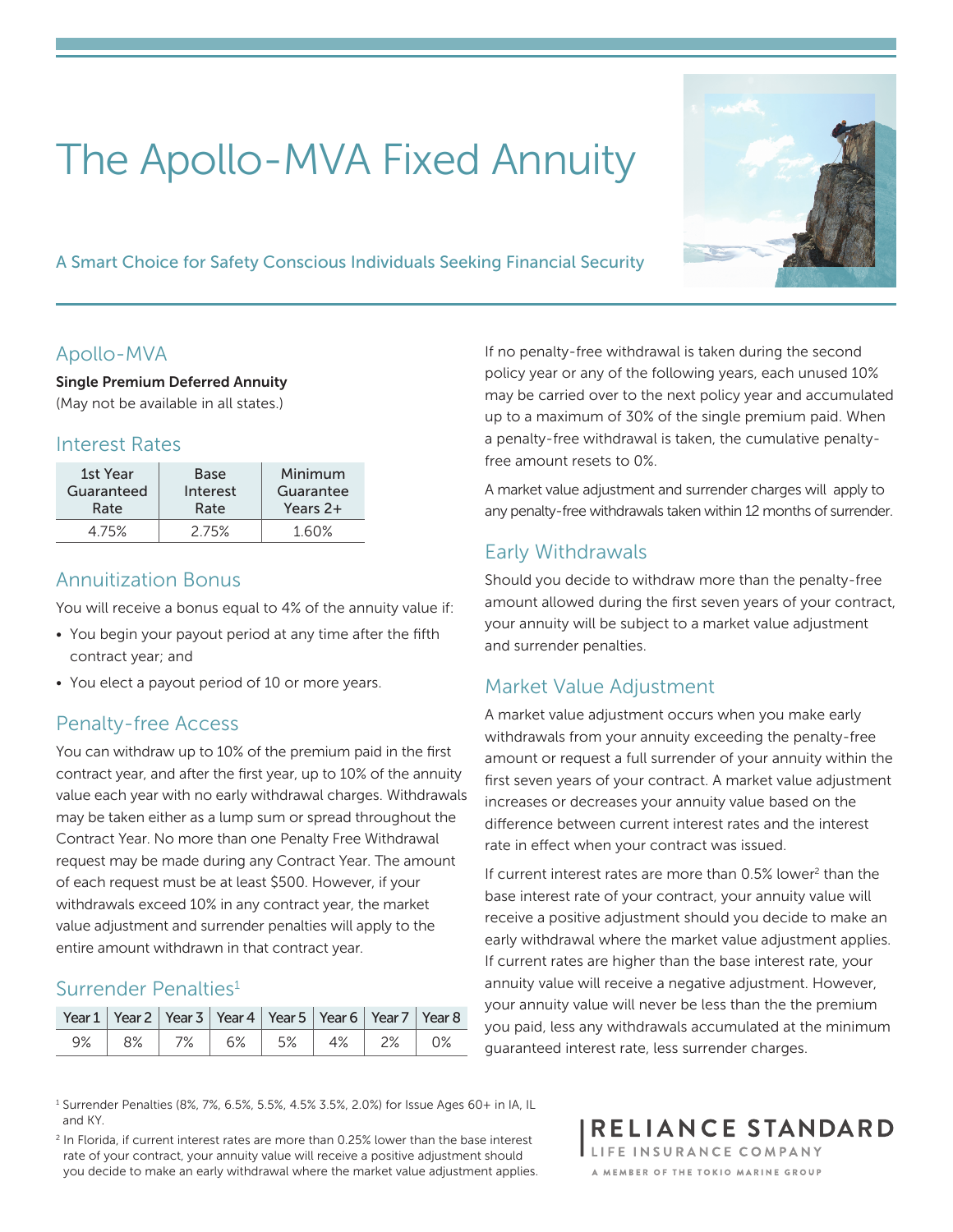# The Apollo-MVA Fixed Annuity

A Smart Choice for Safety Conscious Individuals Seeking Financial Security

## Apollo-MVA

**Single Premium Deferred Annuity**
(May not be available in all states.)

### Interest Rates

| 1st Year Guaranteed Rate | Base Interest Rate | Minimum Guarantee Years 2+ |
|---|---|---|
| 4.75% | 2.75% | 1.60% |

### Annuitization Bonus

You will receive a bonus equal to 4% of the annuity value if:

- You begin your payout period at any time after the fifth contract year; and
- You elect a payout period of 10 or more years.

### Penalty-free Access

You can withdraw up to 10% of the premium paid in the first contract year, and after the first year, up to 10% of the annuity value each year with no early withdrawal charges. Withdrawals may be taken either as a lump sum or spread throughout the Contract Year. No more than one Penalty Free Withdrawal request may be made during any Contract Year. The amount of each request must be at least $500. However, if your withdrawals exceed 10% in any contract year, the market value adjustment and surrender penalties will apply to the entire amount withdrawn in that contract year.

### Surrender Penalties[1]

| Year 1 | Year 2 | Year 3 | Year 4 | Year 5 | Year 6 | Year 7 | Year 8 |
|---|---|---|---|---|---|---|---|
| 9% | 8% | 7% | 6% | 5% | 4% | 2% | 0% |

If no penalty-free withdrawal is taken during the second policy year or any of the following years, each unused 10% may be carried over to the next policy year and accumulated up to a maximum of 30% of the single premium paid. When a penalty-free withdrawal is taken, the cumulative penalty-free amount resets to 0%.

A market value adjustment and surrender charges will apply to any penalty-free withdrawals taken within 12 months of surrender.

### Early Withdrawals

Should you decide to withdraw more than the penalty-free amount allowed during the first seven years of your contract, your annuity will be subject to a market value adjustment and surrender penalties.

### Market Value Adjustment

A market value adjustment occurs when you make early withdrawals from your annuity exceeding the penalty-free amount or request a full surrender of your annuity within the first seven years of your contract. A market value adjustment increases or decreases your annuity value based on the difference between current interest rates and the interest rate in effect when your contract was issued.

If current interest rates are more than 0.5% lower[2] than the base interest rate of your contract, your annuity value will receive a positive adjustment should you decide to make an early withdrawal where the market value adjustment applies. If current rates are higher than the base interest rate, your annuity value will receive a negative adjustment. However, your annuity value will never be less than the the premium you paid, less any withdrawals accumulated at the minimum guaranteed interest rate, less surrender charges.

[1] Surrender Penalties (8%, 7%, 6.5%, 5.5%, 4.5% 3.5%, 2.0%) for Issue Ages 60+ in IA, IL and KY.

[2] In Florida, if current interest rates are more than 0.25% lower than the base interest rate of your contract, your annuity value will receive a positive adjustment should you decide to make an early withdrawal where the market value adjustment applies.

RELIANCE STANDARD
LIFE INSURANCE COMPANY
A MEMBER OF THE TOKIO MARINE GROUP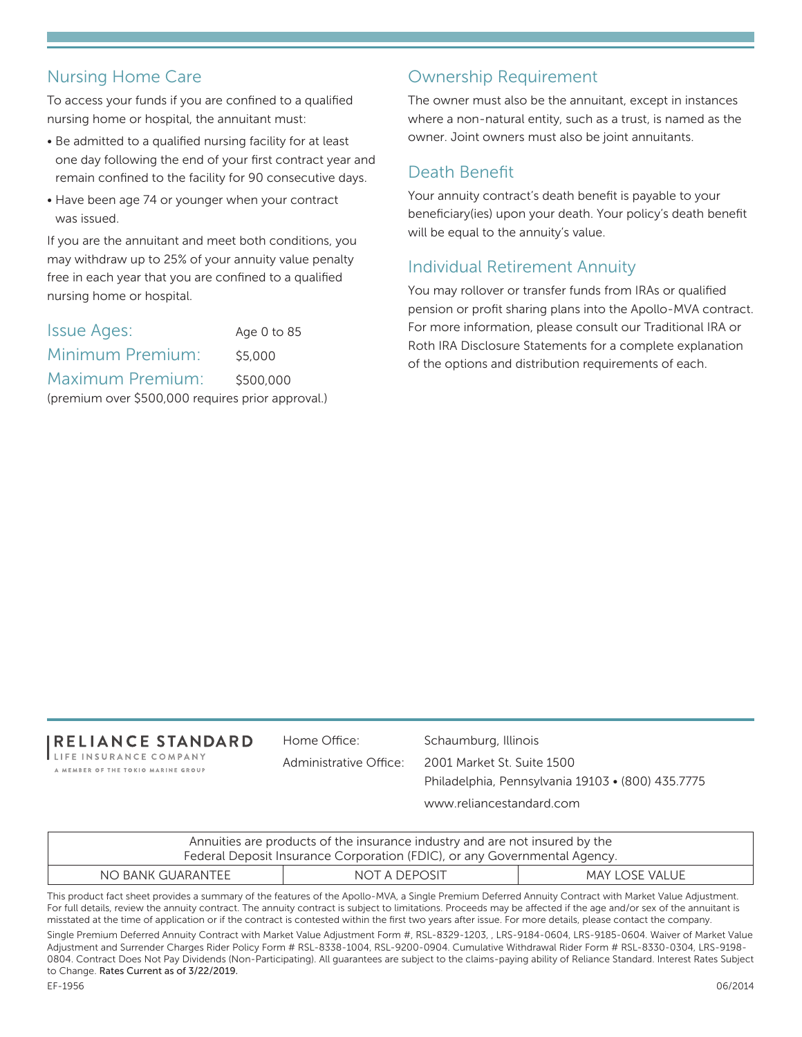## Nursing Home Care

To access your funds if you are confined to a qualified nursing home or hospital, the annuitant must:

- Be admitted to a qualified nursing facility for at least one day following the end of your first contract year and remain confined to the facility for 90 consecutive days.
- Have been age 74 or younger when your contract was issued.

If you are the annuitant and meet both conditions, you may withdraw up to 25% of your annuity value penalty free in each year that you are confined to a qualified nursing home or hospital.

| | |
|---|---|
| Issue Ages: | Age 0 to 85 |
| Minimum Premium: | $5,000 |
| Maximum Premium: | $500,000 |

(premium over $500,000 requires prior approval.)

## Ownership Requirement

The owner must also be the annuitant, except in instances where a non-natural entity, such as a trust, is named as the owner. Joint owners must also be joint annuitants.

## Death Benefit

Your annuity contract's death benefit is payable to your beneficiary(ies) upon your death. Your policy's death benefit will be equal to the annuity's value.

## Individual Retirement Annuity

You may rollover or transfer funds from IRAs or qualified pension or profit sharing plans into the Apollo-MVA contract. For more information, please consult our Traditional IRA or Roth IRA Disclosure Statements for a complete explanation of the options and distribution requirements of each.

**RELIANCE STANDARD**
LIFE INSURANCE COMPANY
A MEMBER OF THE TOKIO MARINE GROUP

Home Office: Schaumburg, Illinois

Administrative Office: 2001 Market St. Suite 1500
Philadelphia, Pennsylvania 19103 • (800) 435.7775
www.reliancestandard.com

| Annuities are products of the insurance industry and are not insured by the Federal Deposit Insurance Corporation (FDIC), or any Governmental Agency. | | |
|---|---|---|
| NO BANK GUARANTEE | NOT A DEPOSIT | MAY LOSE VALUE |

This product fact sheet provides a summary of the features of the Apollo-MVA, a Single Premium Deferred Annuity Contract with Market Value Adjustment. For full details, review the annuity contract. The annuity contract is subject to limitations. Proceeds may be affected if the age and/or sex of the annuitant is misstated at the time of application or if the contract is contested within the first two years after issue. For more details, please contact the company.

Single Premium Deferred Annuity Contract with Market Value Adjustment Form #, RSL-8329-1203, , LRS-9184-0604, LRS-9185-0604. Waiver of Market Value Adjustment and Surrender Charges Rider Policy Form # RSL-8338-1004, RSL-9200-0904. Cumulative Withdrawal Rider Form # RSL-8330-0304, LRS-9198-0804. Contract Does Not Pay Dividends (Non-Participating). All guarantees are subject to the claims-paying ability of Reliance Standard. Interest Rates Subject to Change. Rates Current as of 3/22/2019.

EF-1956 06/2014